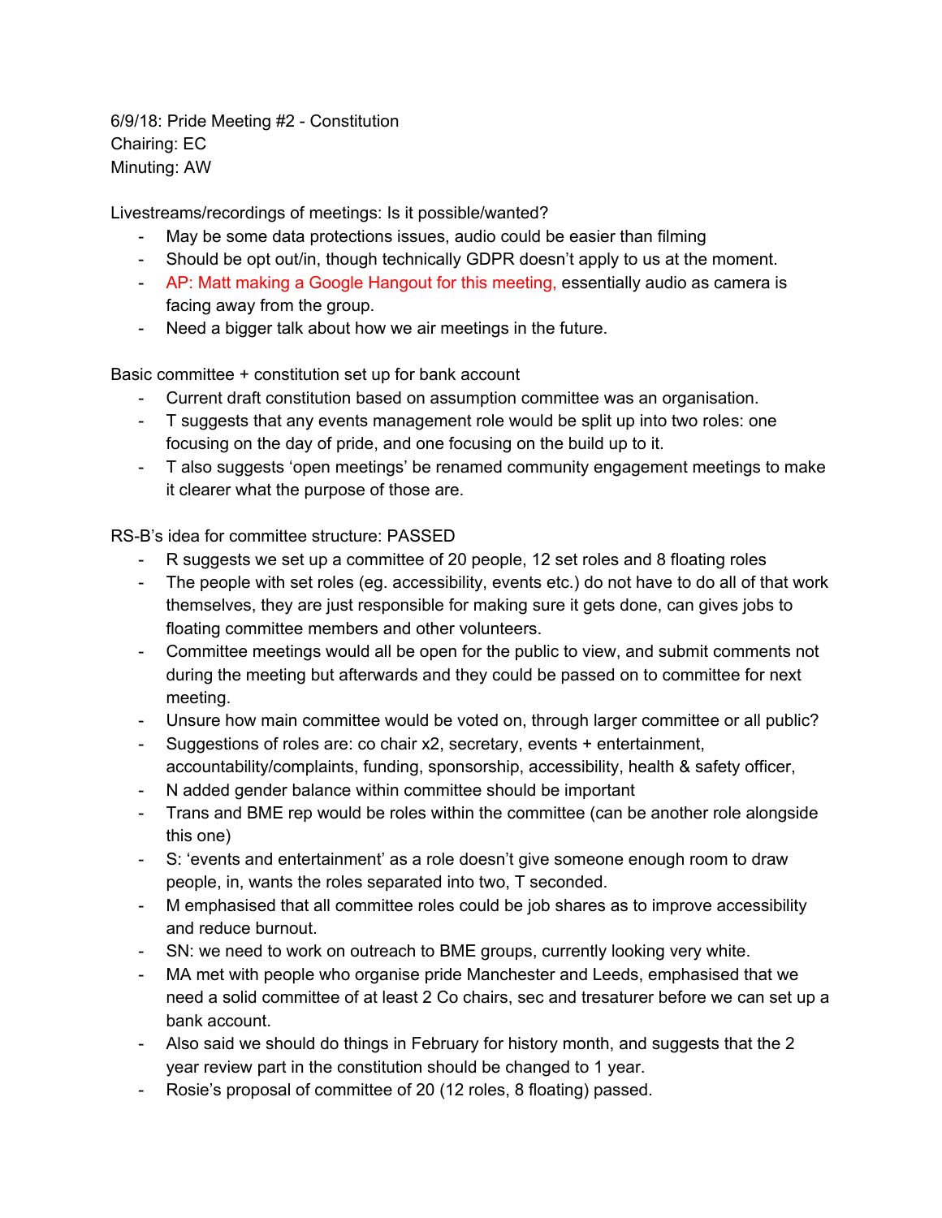6/9/18: Pride Meeting #2 - Constitution
Chairing: EC
Minuting: AW

Livestreams/recordings of meetings: Is it possible/wanted?

- May be some data protections issues, audio could be easier than filming
- Should be opt out/in, though technically GDPR doesn't apply to us at the moment.
- AP: Matt making a Google Hangout for this meeting, essentially audio as camera is facing away from the group.
- Need a bigger talk about how we air meetings in the future.

Basic committee + constitution set up for bank account

- Current draft constitution based on assumption committee was an organisation.
- T suggests that any events management role would be split up into two roles: one focusing on the day of pride, and one focusing on the build up to it.
- T also suggests 'open meetings' be renamed community engagement meetings to make it clearer what the purpose of those are.

RS-B's idea for committee structure: PASSED

- R suggests we set up a committee of 20 people, 12 set roles and 8 floating roles
- The people with set roles (eg. accessibility, events etc.) do not have to do all of that work themselves, they are just responsible for making sure it gets done, can gives jobs to floating committee members and other volunteers.
- Committee meetings would all be open for the public to view, and submit comments not during the meeting but afterwards and they could be passed on to committee for next meeting.
- Unsure how main committee would be voted on, through larger committee or all public?
- Suggestions of roles are: co chair x2, secretary, events + entertainment, accountability/complaints, funding, sponsorship, accessibility, health & safety officer,
- N added gender balance within committee should be important
- Trans and BME rep would be roles within the committee (can be another role alongside this one)
- S: 'events and entertainment' as a role doesn't give someone enough room to draw people, in, wants the roles separated into two, T seconded.
- M emphasised that all committee roles could be job shares as to improve accessibility and reduce burnout.
- SN: we need to work on outreach to BME groups, currently looking very white.
- MA met with people who organise pride Manchester and Leeds, emphasised that we need a solid committee of at least 2 Co chairs, sec and tresaturer before we can set up a bank account.
- Also said we should do things in February for history month, and suggests that the 2 year review part in the constitution should be changed to 1 year.
- Rosie's proposal of committee of 20 (12 roles, 8 floating) passed.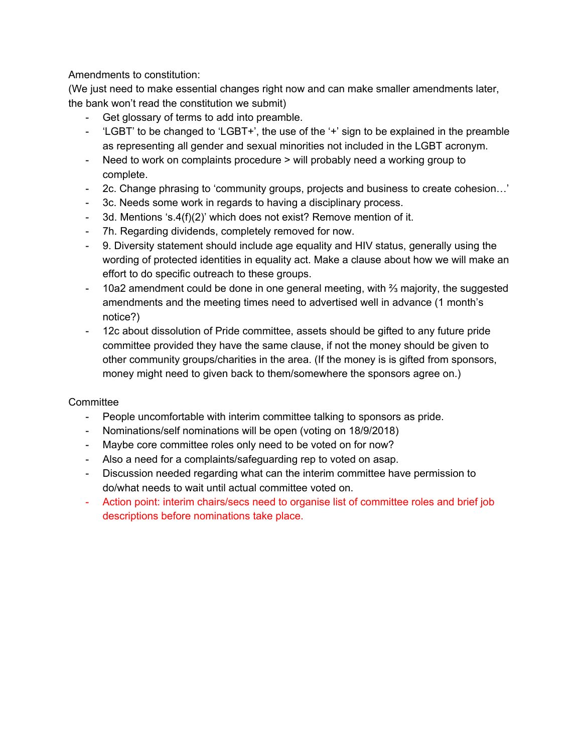Amendments to constitution:
(We just need to make essential changes right now and can make smaller amendments later, the bank won't read the constitution we submit)

- Get glossary of terms to add into preamble.
- 'LGBT' to be changed to 'LGBT+', the use of the '+' sign to be explained in the preamble as representing all gender and sexual minorities not included in the LGBT acronym.
- Need to work on complaints procedure > will probably need a working group to complete.
- 2c. Change phrasing to 'community groups, projects and business to create cohesion…'
- 3c. Needs some work in regards to having a disciplinary process.
- 3d. Mentions 's.4(f)(2)' which does not exist? Remove mention of it.
- 7h. Regarding dividends, completely removed for now.
- 9. Diversity statement should include age equality and HIV status, generally using the wording of protected identities in equality act. Make a clause about how we will make an effort to do specific outreach to these groups.
- 10a2 amendment could be done in one general meeting, with ⅔ majority, the suggested amendments and the meeting times need to advertised well in advance (1 month's notice?)
- 12c about dissolution of Pride committee, assets should be gifted to any future pride committee provided they have the same clause, if not the money should be given to other community groups/charities in the area. (If the money is is gifted from sponsors, money might need to given back to them/somewhere the sponsors agree on.)

Committee

- People uncomfortable with interim committee talking to sponsors as pride.
- Nominations/self nominations will be open (voting on 18/9/2018)
- Maybe core committee roles only need to be voted on for now?
- Also a need for a complaints/safeguarding rep to voted on asap.
- Discussion needed regarding what can the interim committee have permission to do/what needs to wait until actual committee voted on.
- Action point: interim chairs/secs need to organise list of committee roles and brief job descriptions before nominations take place.